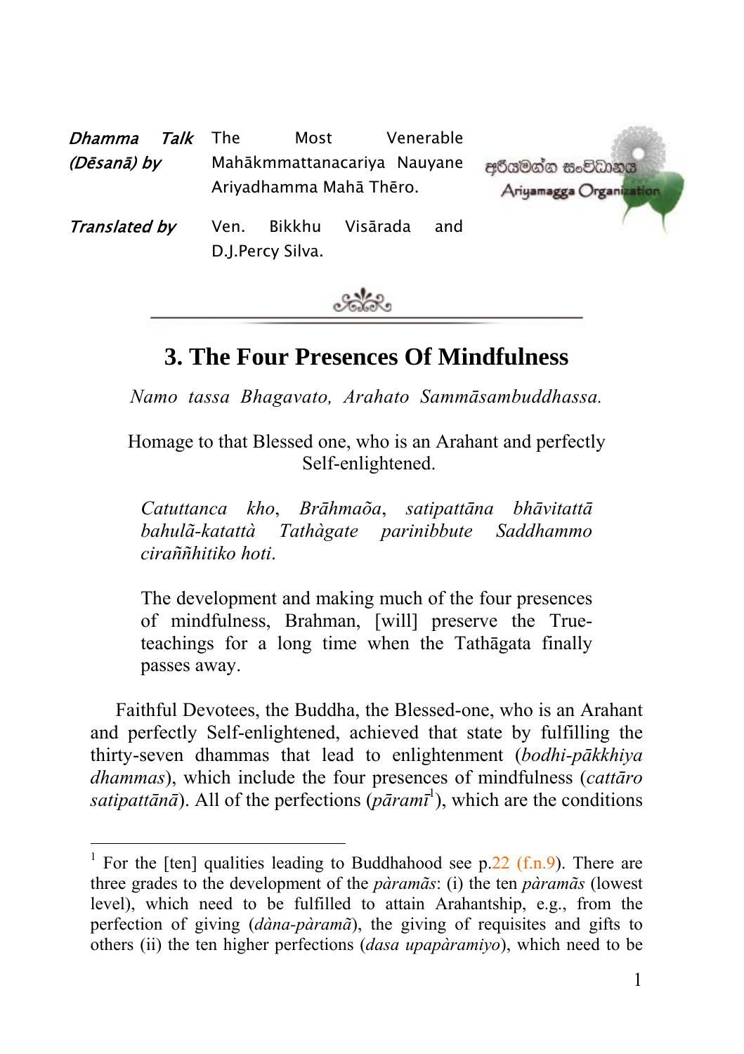*Dhamma Talk (Dēsanā) by* The Most Venerable Mahākmmattanacariya Nauyane Ariyadhamma Mahā Thēro.

*Translated by* Ven. Bikkhu Visārada and D.J.Percy Silva.

අරියමග්ග සංවිධානය
Ariyamagga Organization

# 3. The Four Presences Of Mindfulness

*Namo tassa Bhagavato, Arahato Sammāsambuddhassa.*

Homage to that Blessed one, who is an Arahant and perfectly Self-enlightened.

> *Catuttanca kho, Brāhmaõa, satipattāna bhāvitattā bahulã-katattà Tathàgate parinibbute Saddhammo ciraññhitiko hoti.*
>
> The development and making much of the four presences of mindfulness, Brahman, [will] preserve the True-teachings for a long time when the Tathāgata finally passes away.

Faithful Devotees, the Buddha, the Blessed-one, who is an Arahant and perfectly Self-enlightened, achieved that state by fulfilling the thirty-seven dhammas that lead to enlightenment (*bodhi-pākkhiya dhammas*), which include the four presences of mindfulness (*cattāro satipattānā*). All of the perfections (*pāramī*[1]), which are the conditions

---

[1] For the [ten] qualities leading to Buddhahood see p.22 (f.n.9). There are three grades to the development of the *pàramãs*: (i) the ten *pàramãs* (lowest level), which need to be fulfilled to attain Arahantship, e.g., from the perfection of giving (*dàna-pàramã*), the giving of requisites and gifts to others (ii) the ten higher perfections (*dasa upapàramiyo*), which need to be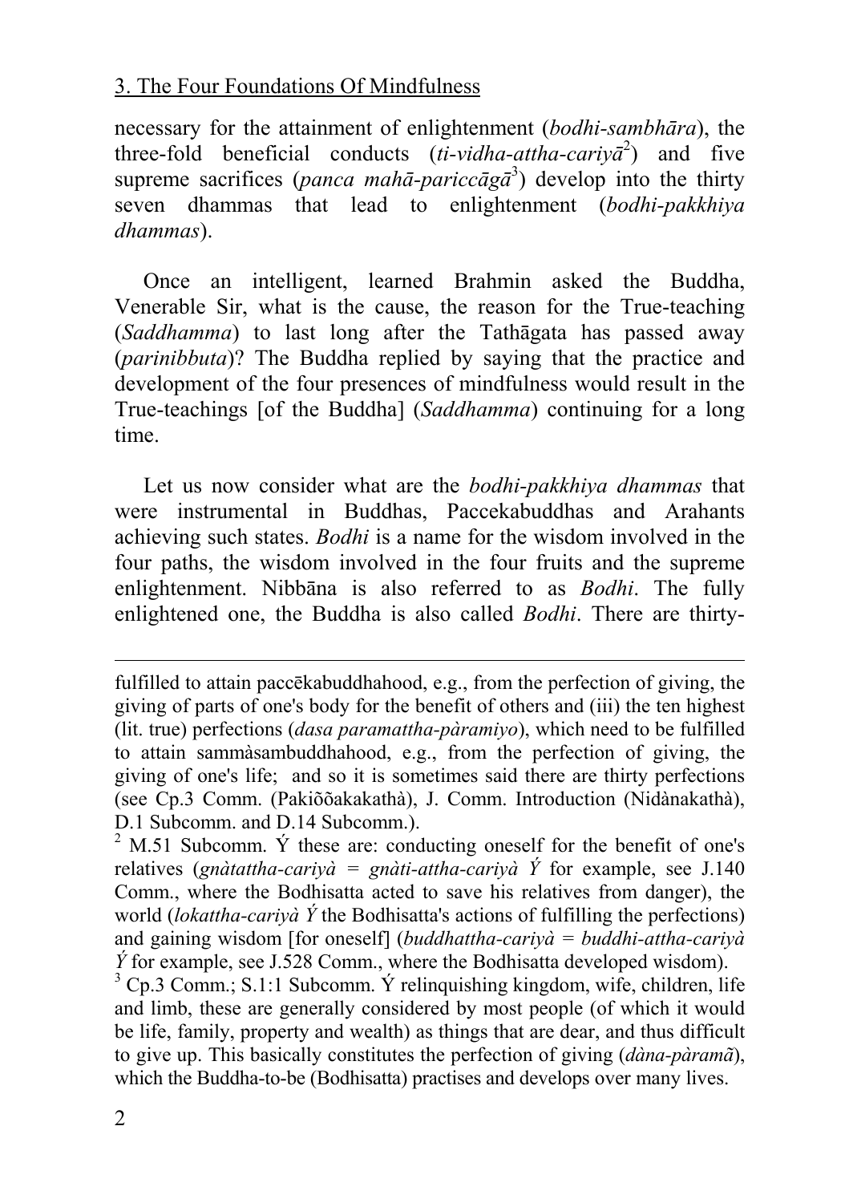necessary for the attainment of enlightenment (*bodhi-sambhāra*), the three-fold beneficial conducts (*ti-vidha-attha-cariyā*[2]) and five supreme sacrifices (*panca mahā-pariccāgā*[3]) develop into the thirty seven dhammas that lead to enlightenment (*bodhi-pakkhiya dhammas*).

Once an intelligent, learned Brahmin asked the Buddha, Venerable Sir, what is the cause, the reason for the True-teaching (*Saddhamma*) to last long after the Tathāgata has passed away (*parinibbuta*)? The Buddha replied by saying that the practice and development of the four presences of mindfulness would result in the True-teachings [of the Buddha] (*Saddhamma*) continuing for a long time.

Let us now consider what are the *bodhi-pakkhiya dhammas* that were instrumental in Buddhas, Paccekabuddhas and Arahants achieving such states. *Bodhi* is a name for the wisdom involved in the four paths, the wisdom involved in the four fruits and the supreme enlightenment. Nibbāna is also referred to as *Bodhi*. The fully enlightened one, the Buddha is also called *Bodhi*. There are thirty-

---

fulfilled to attain paccēkabuddhahood, e.g., from the perfection of giving, the giving of parts of one's body for the benefit of others and (iii) the ten highest (lit. true) perfections (*dasa paramattha-pàramiyo*), which need to be fulfilled to attain sammàsambuddhahood, e.g., from the perfection of giving, the giving of one's life; and so it is sometimes said there are thirty perfections (see Cp.3 Comm. (Pakiõõakakathà), J. Comm. Introduction (Nidànakathà), D.1 Subcomm. and D.14 Subcomm.).

[2] M.51 Subcomm. Ý these are: conducting oneself for the benefit of one's relatives (*gnàtattha-cariyà = gnàti-attha-cariyà Ý* for example, see J.140 Comm., where the Bodhisatta acted to save his relatives from danger), the world (*lokattha-cariyà Ý* the Bodhisatta's actions of fulfilling the perfections) and gaining wisdom [for oneself] (*buddhattha-cariyà = buddhi-attha-cariyà Ý* for example, see J.528 Comm., where the Bodhisatta developed wisdom).

[3] Cp.3 Comm.; S.1:1 Subcomm. Ý relinquishing kingdom, wife, children, life and limb, these are generally considered by most people (of which it would be life, family, property and wealth) as things that are dear, and thus difficult to give up. This basically constitutes the perfection of giving (*dàna-pàramã*), which the Buddha-to-be (Bodhisatta) practises and develops over many lives.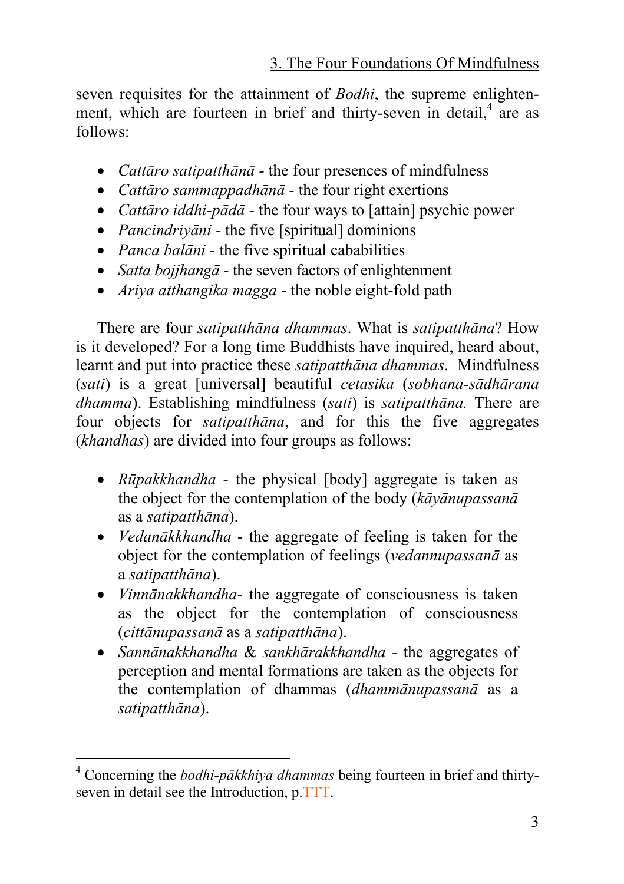seven requisites for the attainment of *Bodhi*, the supreme enlightenment, which are fourteen in brief and thirty-seven in detail,[4] are as follows:

- *Cattāro satipatthānā* - the four presences of mindfulness
- *Cattāro sammappadhānā* - the four right exertions
- *Cattāro iddhi-pādā* - the four ways to [attain] psychic power
- *Pancindriyāni* - the five [spiritual] dominions
- *Panca balāni* - the five spiritual cababilities
- *Satta bojjhangā* - the seven factors of enlightenment
- *Ariya atthangika magga* - the noble eight-fold path

There are four *satipatthāna dhammas*. What is *satipatthāna*? How is it developed? For a long time Buddhists have inquired, heard about, learnt and put into practice these *satipatthāna dhammas*. Mindfulness (*sati*) is a great [universal] beautiful *cetasika* (*sobhana-sādhārana dhamma*). Establishing mindfulness (*sati*) is *satipatthāna.* There are four objects for *satipatthāna*, and for this the five aggregates (*khandhas*) are divided into four groups as follows:

- *Rūpakkhandha* - the physical [body] aggregate is taken as the object for the contemplation of the body (*kāyānupassanā* as a *satipatthāna*).
- *Vedanākkhandha* - the aggregate of feeling is taken for the object for the contemplation of feelings (*vedannupassanā* as a *satipatthāna*).
- *Vinnānakkhandha*- the aggregate of consciousness is taken as the object for the contemplation of consciousness (*cittānupassanā* as a *satipatthāna*).
- *Sannānakkhandha* & *sankhārakkhandha* - the aggregates of perception and mental formations are taken as the objects for the contemplation of dhammas (*dhammānupassanā* as a *satipatthāna*).

---

[4] Concerning the *bodhi-pākkhiya dhammas* being fourteen in brief and thirty-seven in detail see the Introduction, p.TTT.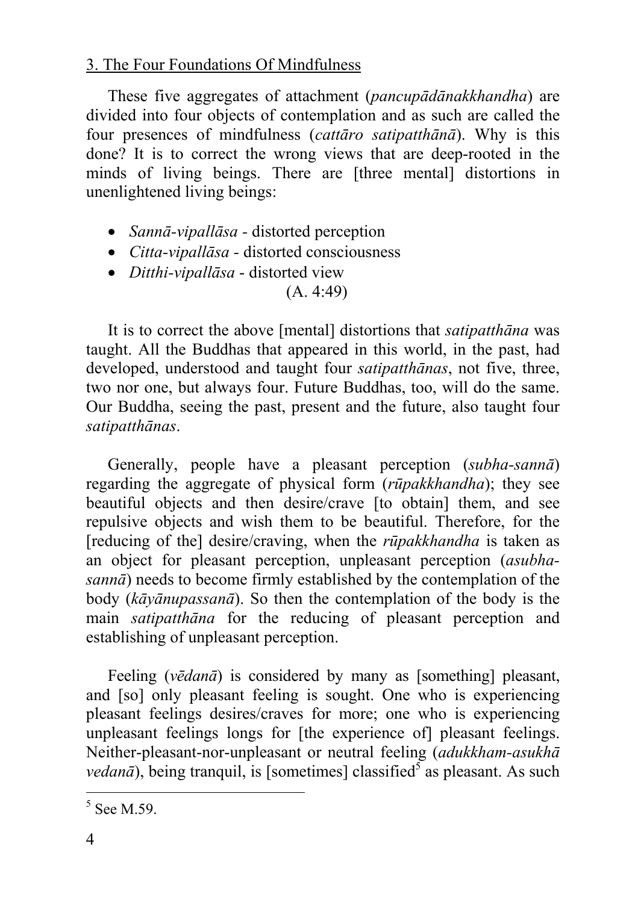## 3. The Four Foundations Of Mindfulness

These five aggregates of attachment (*pancupādānakkhandha*) are divided into four objects of contemplation and as such are called the four presences of mindfulness (*cattāro satipatthānā*). Why is this done? It is to correct the wrong views that are deep-rooted in the minds of living beings. There are [three mental] distortions in unenlightened living beings:

- *Sannā-vipallāsa* - distorted perception
- *Citta-vipallāsa* - distorted consciousness
- *Ditthi-vipallāsa* - distorted view

(A. 4:49)

It is to correct the above [mental] distortions that *satipatthāna* was taught. All the Buddhas that appeared in this world, in the past, had developed, understood and taught four *satipatthānas*, not five, three, two nor one, but always four. Future Buddhas, too, will do the same. Our Buddha, seeing the past, present and the future, also taught four *satipatthānas*.

Generally, people have a pleasant perception (*subha-sannā*) regarding the aggregate of physical form (*rūpakkhandha*); they see beautiful objects and then desire/crave [to obtain] them, and see repulsive objects and wish them to be beautiful. Therefore, for the [reducing of the] desire/craving, when the *rūpakkhandha* is taken as an object for pleasant perception, unpleasant perception (*asubha-sannā*) needs to become firmly established by the contemplation of the body (*kāyānupassanā*). So then the contemplation of the body is the main *satipatthāna* for the reducing of pleasant perception and establishing of unpleasant perception.

Feeling (*vēdanā*) is considered by many as [something] pleasant, and [so] only pleasant feeling is sought. One who is experiencing pleasant feelings desires/craves for more; one who is experiencing unpleasant feelings longs for [the experience of] pleasant feelings. Neither-pleasant-nor-unpleasant or neutral feeling (*adukkham-asukhā vedanā*), being tranquil, is [sometimes] classified[5] as pleasant. As such

[5] See M.59.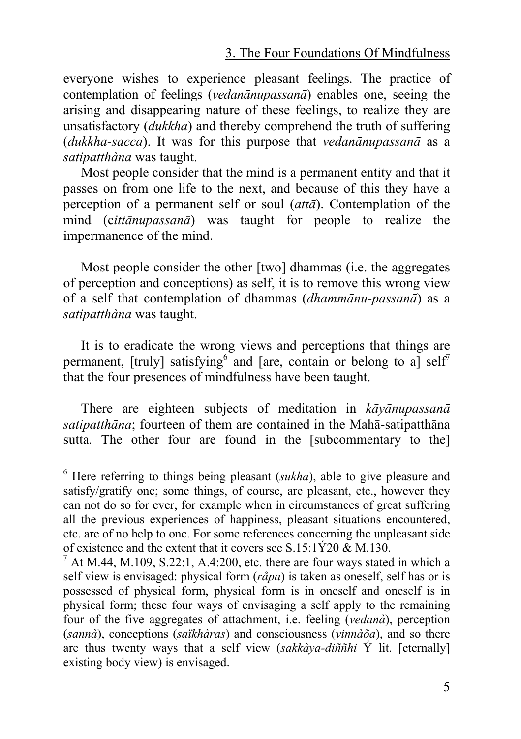everyone wishes to experience pleasant feelings. The practice of contemplation of feelings (*vedanānupassanā*) enables one, seeing the arising and disappearing nature of these feelings, to realize they are unsatisfactory (*dukkha*) and thereby comprehend the truth of suffering (*dukkha-sacca*). It was for this purpose that *vedanānupassanā* as a *satipatthàna* was taught.

Most people consider that the mind is a permanent entity and that it passes on from one life to the next, and because of this they have a perception of a permanent self or soul (*attā*). Contemplation of the mind (c*ittānupassanā*) was taught for people to realize the impermanence of the mind.

Most people consider the other [two] dhammas (i.e. the aggregates of perception and conceptions) as self, it is to remove this wrong view of a self that contemplation of dhammas (*dhammānu-passanā*) as a *satipatthàna* was taught.

It is to eradicate the wrong views and perceptions that things are permanent, [truly] satisfying[6] and [are, contain or belong to a] self[7] that the four presences of mindfulness have been taught.

There are eighteen subjects of meditation in *kāyānupassanā satipatthāna*; fourteen of them are contained in the Mahā-satipatthāna sutta. The other four are found in the [subcommentary to the]

---

[6] Here referring to things being pleasant (*sukha*), able to give pleasure and satisfy/gratify one; some things, of course, are pleasant, etc., however they can not do so for ever, for example when in circumstances of great suffering all the previous experiences of happiness, pleasant situations encountered, etc. are of no help to one. For some references concerning the unpleasant side of existence and the extent that it covers see S.15:1Ý20 & M.130.

[7] At M.44, M.109, S.22:1, A.4:200, etc. there are four ways stated in which a self view is envisaged: physical form (*råpa*) is taken as oneself, self has or is possessed of physical form, physical form is in oneself and oneself is in physical form; these four ways of envisaging a self apply to the remaining four of the five aggregates of attachment, i.e. feeling (*vedanà*), perception (*sannà*), conceptions (*saïkhàras*) and consciousness (*vinnàõa*), and so there are thus twenty ways that a self view (*sakkàya-diññhi* Ý lit. [eternally] existing body view) is envisaged.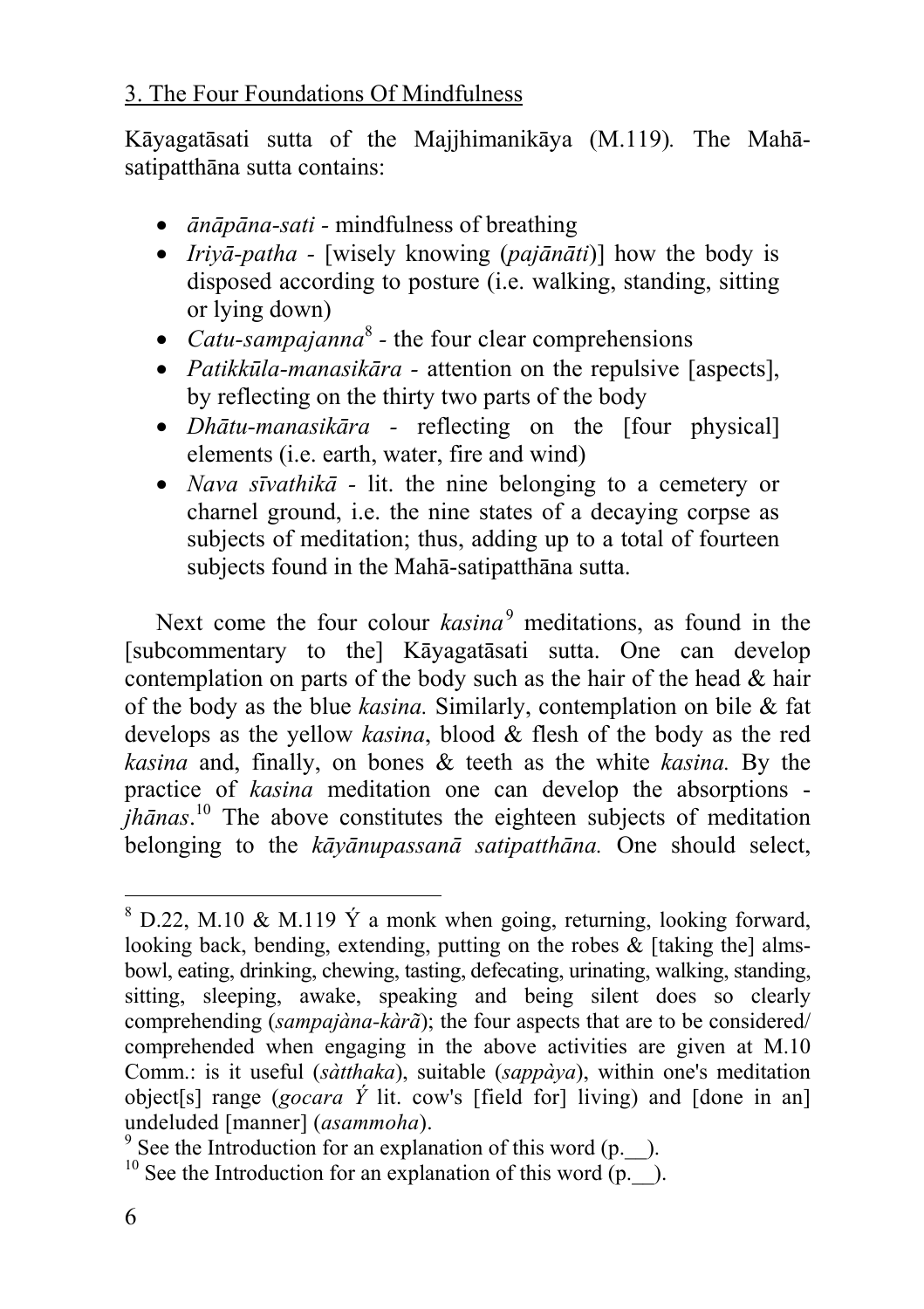3. The Four Foundations Of Mindfulness

Kāyagatāsati sutta of the Majjhimanikāya (M.119). The Mahā-satipatthāna sutta contains:

- *ānāpāna-sati* - mindfulness of breathing
- *Iriyā-patha* - [wisely knowing (*pajānāti*)] how the body is disposed according to posture (i.e. walking, standing, sitting or lying down)
- *Catu-sampajanna*[8] - the four clear comprehensions
- *Patikkūla-manasikāra* - attention on the repulsive [aspects], by reflecting on the thirty two parts of the body
- *Dhātu-manasikāra* - reflecting on the [four physical] elements (i.e. earth, water, fire and wind)
- *Nava sīvathikā* - lit. the nine belonging to a cemetery or charnel ground, i.e. the nine states of a decaying corpse as subjects of meditation; thus, adding up to a total of fourteen subjects found in the Mahā-satipatthāna sutta.

Next come the four colour *kasina*[9] meditations, as found in the [subcommentary to the] Kāyagatāsati sutta. One can develop contemplation on parts of the body such as the hair of the head & hair of the body as the blue *kasina.* Similarly, contemplation on bile & fat develops as the yellow *kasina*, blood & flesh of the body as the red *kasina* and, finally, on bones & teeth as the white *kasina.* By the practice of *kasina* meditation one can develop the absorptions - *jhānas*.[10] The above constitutes the eighteen subjects of meditation belonging to the *kāyānupassanā satipatthāna.* One should select,

---

[8] D.22, M.10 & M.119 Ý a monk when going, returning, looking forward, looking back, bending, extending, putting on the robes & [taking the] alms-bowl, eating, drinking, chewing, tasting, defecating, urinating, walking, standing, sitting, sleeping, awake, speaking and being silent does so clearly comprehending (*sampajàna-kàrã*); the four aspects that are to be considered/ comprehended when engaging in the above activities are given at M.10 Comm.: is it useful (*sàtthaka*), suitable (*sappàya*), within one's meditation object[s] range (*gocara Ý* lit. cow's [field for] living) and [done in an] undeluded [manner] (*asammoha*).

[9] See the Introduction for an explanation of this word (p.__).

[10] See the Introduction for an explanation of this word (p.__).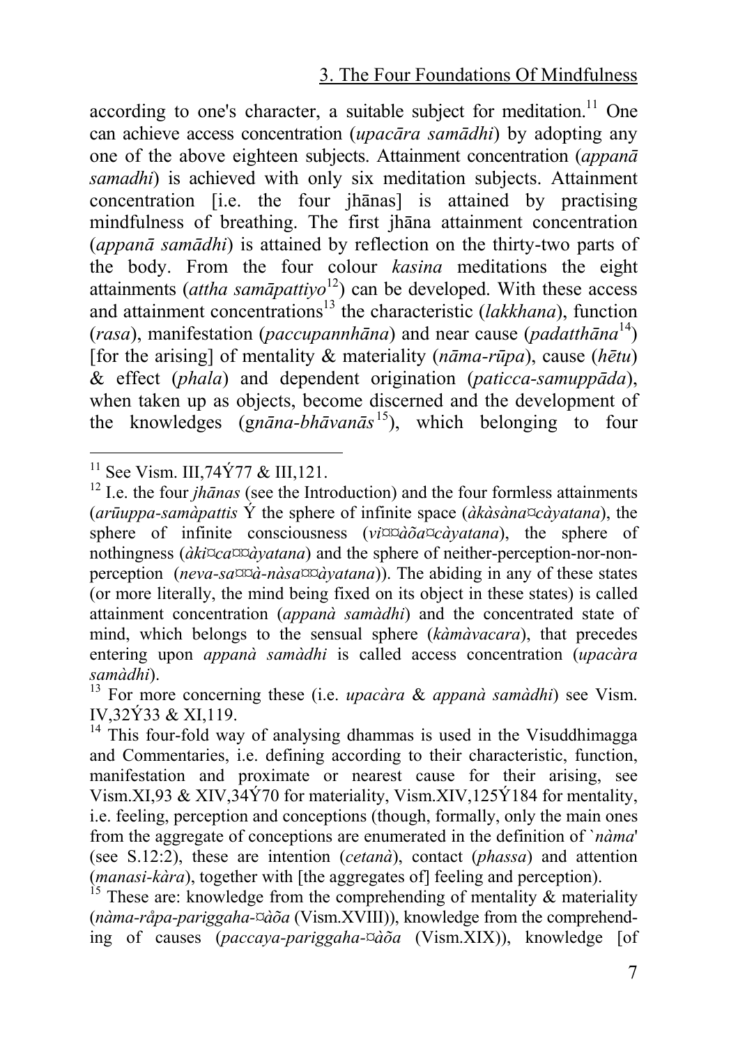according to one's character, a suitable subject for meditation.[11] One can achieve access concentration (*upacāra samādhi*) by adopting any one of the above eighteen subjects. Attainment concentration (*appanā samadhi*) is achieved with only six meditation subjects. Attainment concentration [i.e. the four jhānas] is attained by practising mindfulness of breathing. The first jhāna attainment concentration (*appanā samādhi*) is attained by reflection on the thirty-two parts of the body. From the four colour *kasina* meditations the eight attainments (*attha samāpattiyo*[12]) can be developed. With these access and attainment concentrations[13] the characteristic (*lakkhana*), function (*rasa*), manifestation (*paccupannhāna*) and near cause (*padatthāna*[14]) [for the arising] of mentality & materiality (*nāma-rūpa*), cause (*hētu*) & effect (*phala*) and dependent origination (*paticca-samuppāda*), when taken up as objects, become discerned and the development of the knowledges (g*nāna-bhāvanās*[15]), which belonging to four

---

[11] See Vism. III,74Ý77 & III,121.

[12] I.e. the four *jhānas* (see the Introduction) and the four formless attainments (*arūuppa-samàpattis* Ý the sphere of infinite space (*àkàsàna¤càyatana*), the sphere of infinite consciousness (*vi¤¤àõa¤càyatana*), the sphere of nothingness (*àki¤ca¤¤àyatana*) and the sphere of neither-perception-nor-non-perception (*neva-sa¤¤à-nàsa¤¤àyatana*)). The abiding in any of these states (or more literally, the mind being fixed on its object in these states) is called attainment concentration (*appanà samàdhi*) and the concentrated state of mind, which belongs to the sensual sphere (*kàmàvacara*), that precedes entering upon *appanà samàdhi* is called access concentration (*upacàra samàdhi*).

[13] For more concerning these (i.e. *upacàra* & *appanà samàdhi*) see Vism. IV,32Ý33 & XI,119.

[14] This four-fold way of analysing dhammas is used in the Visuddhimagga and Commentaries, i.e. defining according to their characteristic, function, manifestation and proximate or nearest cause for their arising, see Vism.XI,93 & XIV,34Ý70 for materiality, Vism.XIV,125Ý184 for mentality, i.e. feeling, perception and conceptions (though, formally, only the main ones from the aggregate of conceptions are enumerated in the definition of `*nàma*' (see S.12:2), these are intention (*cetanà*), contact (*phassa*) and attention (*manasi-kàra*), together with [the aggregates of] feeling and perception).

[15] These are: knowledge from the comprehending of mentality & materiality (*nàma-råpa-pariggaha-¤àõa* (Vism.XVIII)), knowledge from the comprehending of causes (*paccaya-pariggaha-¤àõa* (Vism.XIX)), knowledge [of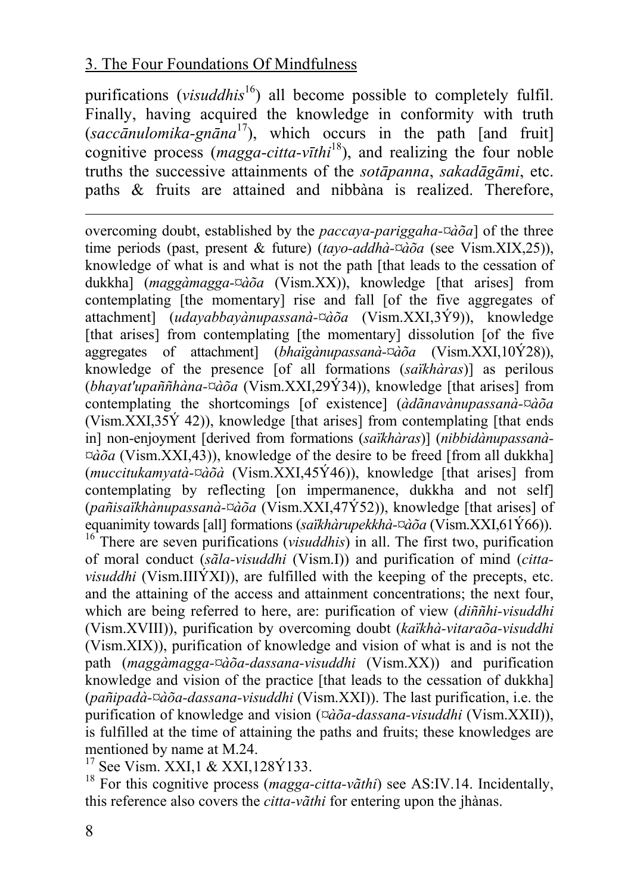purifications (*visuddhis*[16]) all become possible to completely fulfil. Finally, having acquired the knowledge in conformity with truth (*saccānulomika-gnāna*[17]), which occurs in the path [and fruit] cognitive process (*magga-citta-vīthi*[18]), and realizing the four noble truths the successive attainments of the *sotāpanna*, *sakadāgāmi*, etc. paths & fruits are attained and nibbàna is realized. Therefore,

---

overcoming doubt, established by the *paccaya-pariggaha-¤àõa*] of the three time periods (past, present & future) (*tayo-addhà-¤àõa* (see Vism.XIX,25)), knowledge of what is and what is not the path [that leads to the cessation of dukkha] (*maggàmagga-¤àõa* (Vism.XX)), knowledge [that arises] from contemplating [the momentary] rise and fall [of the five aggregates of attachment] (*udayabbayànupassanà-¤àõa* (Vism.XXI,3Ý9)), knowledge [that arises] from contemplating [the momentary] dissolution [of the five aggregates of attachment] (*bhaïgànupassanà-¤àõa* (Vism.XXI,10Ý28)), knowledge of the presence [of all formations (*saïkhàras*)] as perilous (*bhayat'upaññhàna-¤àõa* (Vism.XXI,29Ý34)), knowledge [that arises] from contemplating the shortcomings [of existence] (*àdãnavànupassanà-¤àõa* (Vism.XXI,35Ý 42)), knowledge [that arises] from contemplating [that ends in] non-enjoyment [derived from formations (*saïkhàras*)] (*nibbidànupassanà-¤àõa* (Vism.XXI,43)), knowledge of the desire to be freed [from all dukkha] (*muccitukamyatà-¤àõà* (Vism.XXI,45Ý46)), knowledge [that arises] from contemplating by reflecting [on impermanence, dukkha and not self] (*pañisaïkhànupassanà-¤àõa* (Vism.XXI,47Ý52)), knowledge [that arises] of equanimity towards [all] formations (*saïkhàrupekkhà-¤àõa* (Vism.XXI,61Ý66)).

[16] There are seven purifications (*visuddhis*) in all. The first two, purification of moral conduct (*sãla-visuddhi* (Vism.I)) and purification of mind (*citta-visuddhi* (Vism.IIIÝXI)), are fulfilled with the keeping of the precepts, etc. and the attaining of the access and attainment concentrations; the next four, which are being referred to here, are: purification of view (*diññhi-visuddhi* (Vism.XVIII)), purification by overcoming doubt (*kaïkhà-vitaraõa-visuddhi* (Vism.XIX)), purification of knowledge and vision of what is and is not the path (*maggàmagga-¤àõa-dassana-visuddhi* (Vism.XX)) and purification knowledge and vision of the practice [that leads to the cessation of dukkha] (*pañipadà-¤àõa-dassana-visuddhi* (Vism.XXI)). The last purification, i.e. the purification of knowledge and vision (*¤àõa-dassana-visuddhi* (Vism.XXII)), is fulfilled at the time of attaining the paths and fruits; these knowledges are mentioned by name at M.24.

[17] See Vism. XXI,1 & XXI,128Ý133.

[18] For this cognitive process (*magga-citta-vãthi*) see AS:IV.14. Incidentally, this reference also covers the *citta-vãthi* for entering upon the jhànas.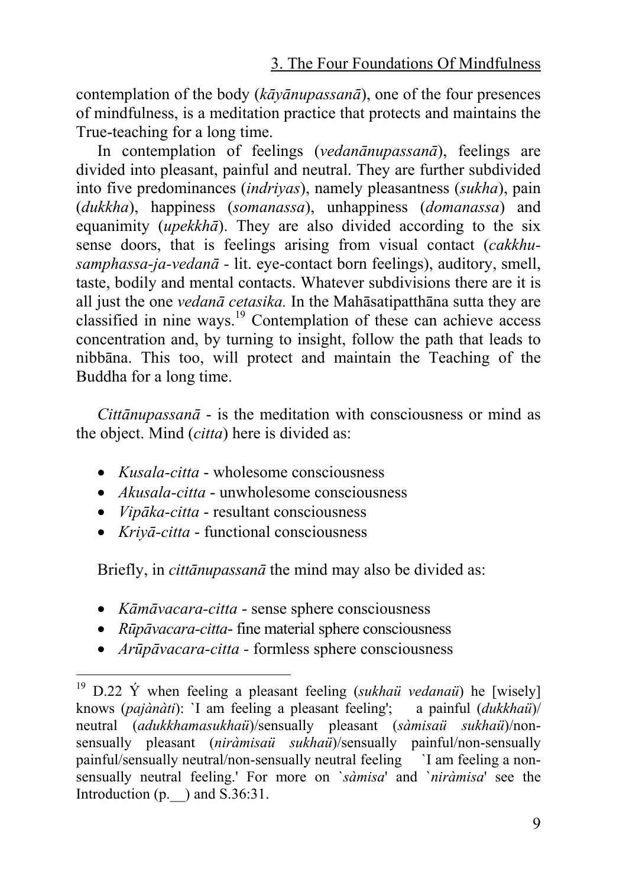contemplation of the body (*kāyānupassanā*), one of the four presences of mindfulness, is a meditation practice that protects and maintains the True-teaching for a long time.

In contemplation of feelings (*vedanānupassanā*), feelings are divided into pleasant, painful and neutral. They are further subdivided into five predominances (*indriyas*), namely pleasantness (*sukha*), pain (*dukkha*), happiness (*somanassa*), unhappiness (*domanassa*) and equanimity (*upekkhā*). They are also divided according to the six sense doors, that is feelings arising from visual contact (*cakkhu-samphassa-ja-vedanā* - lit. eye-contact born feelings), auditory, smell, taste, bodily and mental contacts. Whatever subdivisions there are it is all just the one *vedanā cetasika.* In the Mahāsatipatthāna sutta they are classified in nine ways.[19] Contemplation of these can achieve access concentration and, by turning to insight, follow the path that leads to nibbāna. This too, will protect and maintain the Teaching of the Buddha for a long time.

*Cittānupassanā* - is the meditation with consciousness or mind as the object. Mind (*citta*) here is divided as:

- *Kusala-citta* - wholesome consciousness
- *Akusala-citta* - unwholesome consciousness
- *Vipāka-citta* - resultant consciousness
- *Kriyā-citta* - functional consciousness

Briefly, in *cittānupassanā* the mind may also be divided as:

- *Kāmāvacara-citta* - sense sphere consciousness
- *Rūpāvacara-citta*- fine material sphere consciousness
- *Arūpāvacara-citta* - formless sphere consciousness

---

[19] D.22 Ý when feeling a pleasant feeling (*sukhaü vedanaü*) he [wisely] knows (*pajànàti*): `I am feeling a pleasant feeling'; a painful (*dukkhaü*)/ neutral (*adukkhamasukhaü*)/sensually pleasant (*sàmisaü sukhaü*)/non-sensually pleasant (*niràmisaü sukhaü*)/sensually painful/non-sensually painful/sensually neutral/non-sensually neutral feeling `I am feeling a non-sensually neutral feeling.' For more on `*sàmisa*' and `*niràmisa*' see the Introduction (p.__) and S.36:31.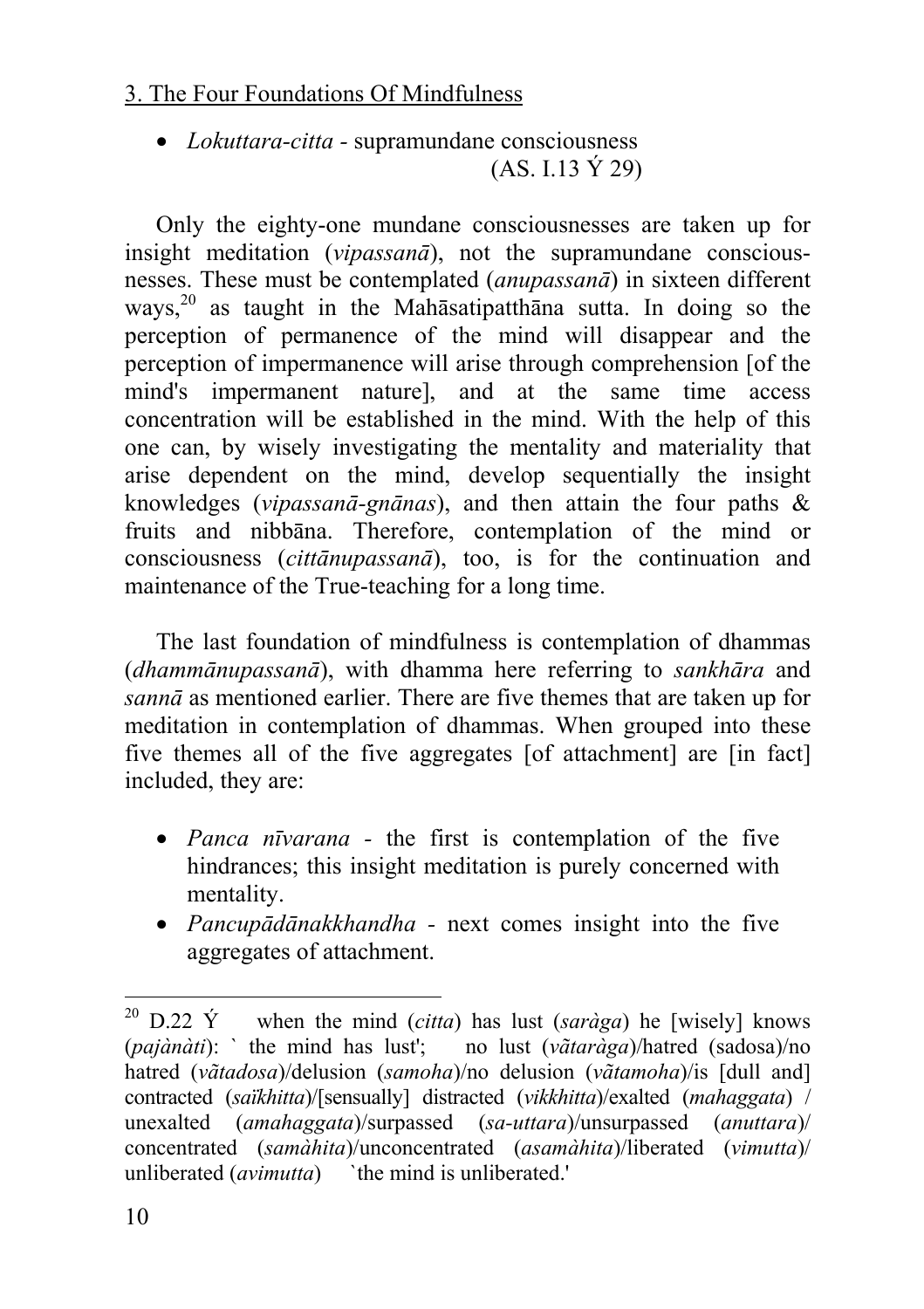3. The Four Foundations Of Mindfulness

- *Lokuttara-citta* - supramundane consciousness
  (AS. I.13 Ý 29)

Only the eighty-one mundane consciousnesses are taken up for insight meditation (*vipassanā*), not the supramundane consciousnesses. These must be contemplated (*anupassanā*) in sixteen different ways,[20] as taught in the Mahāsatipatthāna sutta. In doing so the perception of permanence of the mind will disappear and the perception of impermanence will arise through comprehension [of the mind's impermanent nature], and at the same time access concentration will be established in the mind. With the help of this one can, by wisely investigating the mentality and materiality that arise dependent on the mind, develop sequentially the insight knowledges (*vipassanā-gnānas*), and then attain the four paths & fruits and nibbāna. Therefore, contemplation of the mind or consciousness (*cittānupassanā*), too, is for the continuation and maintenance of the True-teaching for a long time.

The last foundation of mindfulness is contemplation of dhammas (*dhammānupassanā*), with dhamma here referring to *sankhāra* and *sannā* as mentioned earlier. There are five themes that are taken up for meditation in contemplation of dhammas. When grouped into these five themes all of the five aggregates [of attachment] are [in fact] included, they are:

- *Panca nīvarana* - the first is contemplation of the five hindrances; this insight meditation is purely concerned with mentality.
- *Pancupādānakkhandha* - next comes insight into the five aggregates of attachment.

---

[20] D.22 Ý when the mind (*citta*) has lust (*saràga*) he [wisely] knows (*pajànàti*): ` the mind has lust'; no lust (*võtaràga*)/hatred (sadosa)/no hatred (*võtadosa*)/delusion (*samoha*)/no delusion (*võtamoha*)/is [dull and] contracted (*saïkhitta*)/[sensually] distracted (*vikkhitta*)/exalted (*mahaggata*) / unexalted (*amahaggata*)/surpassed (*sa-uttara*)/unsurpassed (*anuttara*)/ concentrated (*samàhita*)/unconcentrated (*asamàhita*)/liberated (*vimutta*)/ unliberated (*avimutta*) `the mind is unliberated.'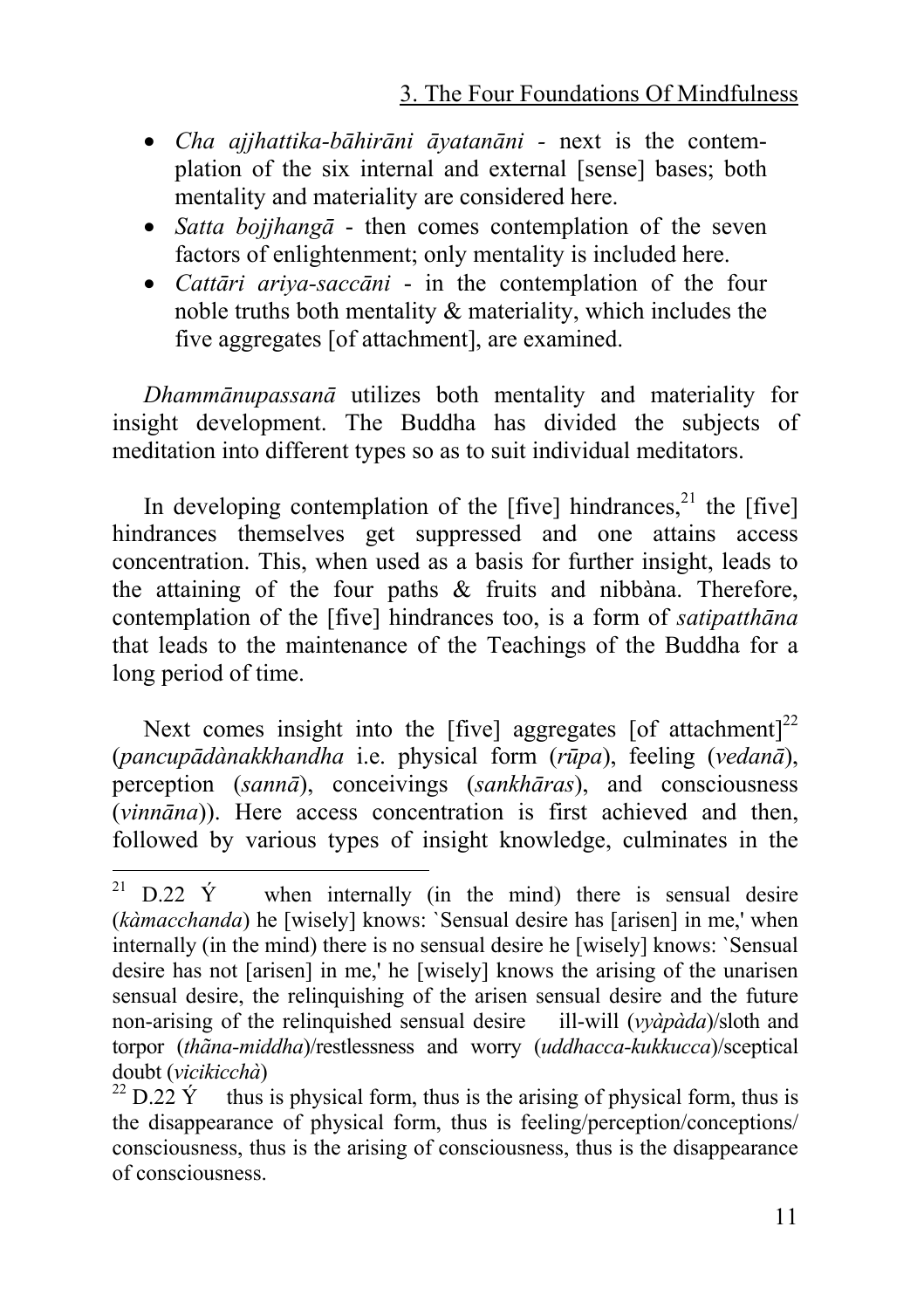- *Cha ajjhattika-bāhirāni āyatanāni* - next is the contemplation of the six internal and external [sense] bases; both mentality and materiality are considered here.
- *Satta bojjhangā* - then comes contemplation of the seven factors of enlightenment; only mentality is included here.
- *Cattāri ariya-saccāni* - in the contemplation of the four noble truths both mentality & materiality, which includes the five aggregates [of attachment], are examined.

*Dhammānupassanā* utilizes both mentality and materiality for insight development. The Buddha has divided the subjects of meditation into different types so as to suit individual meditators.

In developing contemplation of the [five] hindrances,[21] the [five] hindrances themselves get suppressed and one attains access concentration. This, when used as a basis for further insight, leads to the attaining of the four paths & fruits and nibbàna. Therefore, contemplation of the [five] hindrances too, is a form of *satipatthāna* that leads to the maintenance of the Teachings of the Buddha for a long period of time.

Next comes insight into the [five] aggregates [of attachment][22] (*pancupādànakkhandha* i.e. physical form (*rūpa*), feeling (*vedanā*), perception (*sannā*), conceivings (*sankhāras*), and consciousness (*vinnāna*)). Here access concentration is first achieved and then, followed by various types of insight knowledge, culminates in the

---

[21] D.22 Ý when internally (in the mind) there is sensual desire (*kàmacchanda*) he [wisely] knows: `Sensual desire has [arisen] in me,' when internally (in the mind) there is no sensual desire he [wisely] knows: `Sensual desire has not [arisen] in me,' he [wisely] knows the arising of the unarisen sensual desire, the relinquishing of the arisen sensual desire and the future non-arising of the relinquished sensual desire ill-will (*vyàpàda*)/sloth and torpor (*thāna-middha*)/restlessness and worry (*uddhacca-kukkucca*)/sceptical doubt (*vicikicchà*)

[22] D.22 Ý thus is physical form, thus is the arising of physical form, thus is the disappearance of physical form, thus is feeling/perception/conceptions/ consciousness, thus is the arising of consciousness, thus is the disappearance of consciousness.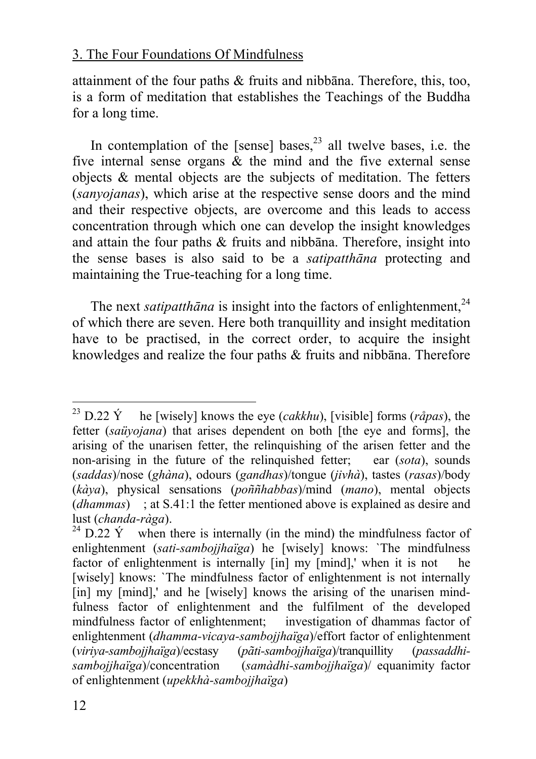attainment of the four paths & fruits and nibbāna. Therefore, this, too, is a form of meditation that establishes the Teachings of the Buddha for a long time.

In contemplation of the [sense] bases,[23] all twelve bases, i.e. the five internal sense organs & the mind and the five external sense objects & mental objects are the subjects of meditation. The fetters (*sanyojanas*), which arise at the respective sense doors and the mind and their respective objects, are overcome and this leads to access concentration through which one can develop the insight knowledges and attain the four paths & fruits and nibbāna. Therefore, insight into the sense bases is also said to be a *satipatthāna* protecting and maintaining the True-teaching for a long time.

The next *satipatthāna* is insight into the factors of enlightenment,[24] of which there are seven. Here both tranquillity and insight meditation have to be practised, in the correct order, to acquire the insight knowledges and realize the four paths & fruits and nibbāna. Therefore

---

[23] D.22 Ý he [wisely] knows the eye (*cakkhu*), [visible] forms (*råpas*), the fetter (*saüyojana*) that arises dependent on both [the eye and forms], the arising of the unarisen fetter, the relinquishing of the arisen fetter and the non-arising in the future of the relinquished fetter; ear (*sota*), sounds (*saddas*)/nose (*ghàna*), odours (*gandhas*)/tongue (*jivhà*), tastes (*rasas*)/body (*kàya*), physical sensations (*poññhabbas*)/mind (*mano*), mental objects (*dhammas*) ; at S.41:1 the fetter mentioned above is explained as desire and lust (*chanda-ràga*).

[24] D.22 Ý when there is internally (in the mind) the mindfulness factor of enlightenment (*sati-sambojjhaïga*) he [wisely] knows: `The mindfulness factor of enlightenment is internally [in] my [mind],' when it is not he [wisely] knows: `The mindfulness factor of enlightenment is not internally [in] my [mind],' and he [wisely] knows the arising of the unarisen mindfulness factor of enlightenment and the fulfilment of the developed mindfulness factor of enlightenment; investigation of dhammas factor of enlightenment (*dhamma-vicaya-sambojjhaïga*)/effort factor of enlightenment (*viriya-sambojjhaïga*)/ecstasy (*pãti-sambojjhaïga*)/tranquillity (*passaddhi-sambojjhaïga*)/concentration (*samàdhi-sambojjhaïga*)/ equanimity factor of enlightenment (*upekkhà-sambojjhaïga*)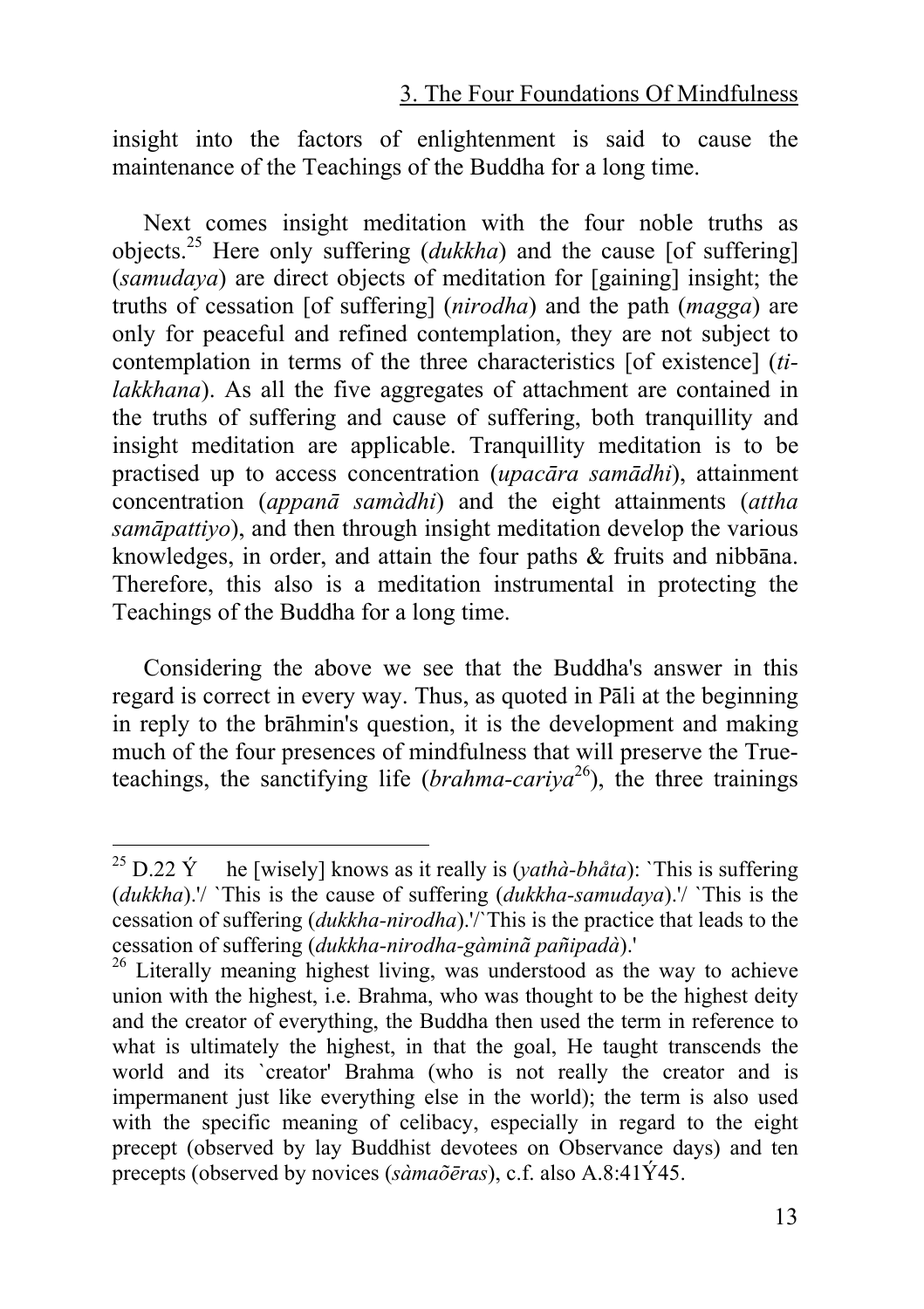insight into the factors of enlightenment is said to cause the maintenance of the Teachings of the Buddha for a long time.

Next comes insight meditation with the four noble truths as objects.[25] Here only suffering (*dukkha*) and the cause [of suffering] (*samudaya*) are direct objects of meditation for [gaining] insight; the truths of cessation [of suffering] (*nirodha*) and the path (*magga*) are only for peaceful and refined contemplation, they are not subject to contemplation in terms of the three characteristics [of existence] (*ti-lakkhana*). As all the five aggregates of attachment are contained in the truths of suffering and cause of suffering, both tranquillity and insight meditation are applicable. Tranquillity meditation is to be practised up to access concentration (*upacāra samādhi*), attainment concentration (*appanā samàdhi*) and the eight attainments (*attha samāpattiyo*), and then through insight meditation develop the various knowledges, in order, and attain the four paths & fruits and nibbāna. Therefore, this also is a meditation instrumental in protecting the Teachings of the Buddha for a long time.

Considering the above we see that the Buddha's answer in this regard is correct in every way. Thus, as quoted in Pāli at the beginning in reply to the brāhmin's question, it is the development and making much of the four presences of mindfulness that will preserve the True-teachings, the sanctifying life (*brahma-cariya*[26]), the three trainings

---

[25] D.22 Ý he [wisely] knows as it really is (*yathà-bhåta*): `This is suffering (*dukkha*).'/ `This is the cause of suffering (*dukkha-samudaya*).'/ `This is the cessation of suffering (*dukkha-nirodha*).'/`This is the practice that leads to the cessation of suffering (*dukkha-nirodha-gàminã pañipadà*).'

[26] Literally meaning highest living, was understood as the way to achieve union with the highest, i.e. Brahma, who was thought to be the highest deity and the creator of everything, the Buddha then used the term in reference to what is ultimately the highest, in that the goal, He taught transcends the world and its `creator' Brahma (who is not really the creator and is impermanent just like everything else in the world); the term is also used with the specific meaning of celibacy, especially in regard to the eight precept (observed by lay Buddhist devotees on Observance days) and ten precepts (observed by novices (*sàmaõēras*), c.f. also A.8:41Ý45.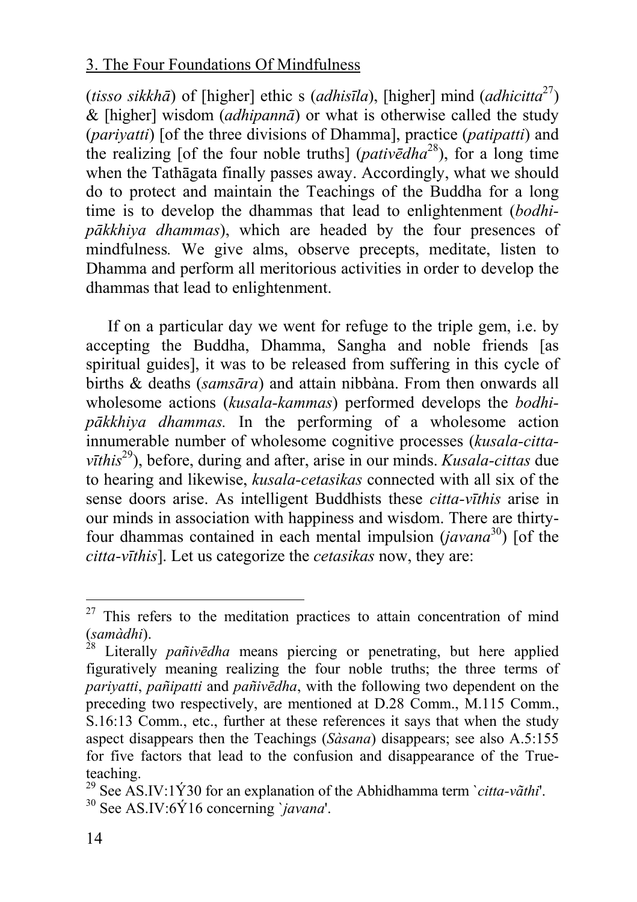## 3. The Four Foundations Of Mindfulness

(*tisso sikkhā*) of [higher] ethic s (*adhisīla*), [higher] mind (*adhicitta*[27]) & [higher] wisdom (*adhipannā*) or what is otherwise called the study (*pariyatti*) [of the three divisions of Dhamma], practice (*patipatti*) and the realizing [of the four noble truths] (*pativēdha*[28]), for a long time when the Tathāgata finally passes away. Accordingly, what we should do to protect and maintain the Teachings of the Buddha for a long time is to develop the dhammas that lead to enlightenment (*bodhi-pākkhiya dhammas*), which are headed by the four presences of mindfulness. We give alms, observe precepts, meditate, listen to Dhamma and perform all meritorious activities in order to develop the dhammas that lead to enlightenment.

If on a particular day we went for refuge to the triple gem, i.e. by accepting the Buddha, Dhamma, Sangha and noble friends [as spiritual guides], it was to be released from suffering in this cycle of births & deaths (*samsāra*) and attain nibbàna. From then onwards all wholesome actions (*kusala-kammas*) performed develops the *bodhi-pākkhiya dhammas.* In the performing of a wholesome action innumerable number of wholesome cognitive processes (*kusala-citta-vīthis*[29]), before, during and after, arise in our minds. *Kusala-cittas* due to hearing and likewise, *kusala-cetasikas* connected with all six of the sense doors arise. As intelligent Buddhists these *citta-vīthis* arise in our minds in association with happiness and wisdom. There are thirty-four dhammas contained in each mental impulsion (*javana*[30]) [of the *citta-vīthis*]. Let us categorize the *cetasikas* now, they are:

---

[27] This refers to the meditation practices to attain concentration of mind (*samàdhi*).

[28] Literally *pañivēdha* means piercing or penetrating, but here applied figuratively meaning realizing the four noble truths; the three terms of *pariyatti*, *pañipatti* and *pañivēdha*, with the following two dependent on the preceding two respectively, are mentioned at D.28 Comm., M.115 Comm., S.16:13 Comm., etc., further at these references it says that when the study aspect disappears then the Teachings (*Sàsana*) disappears; see also A.5:155 for five factors that lead to the confusion and disappearance of the True-teaching.

[29] See AS.IV:1Ý30 for an explanation of the Abhidhamma term `*citta-vãthi*'.

[30] See AS.IV:6Ý16 concerning `*javana*'.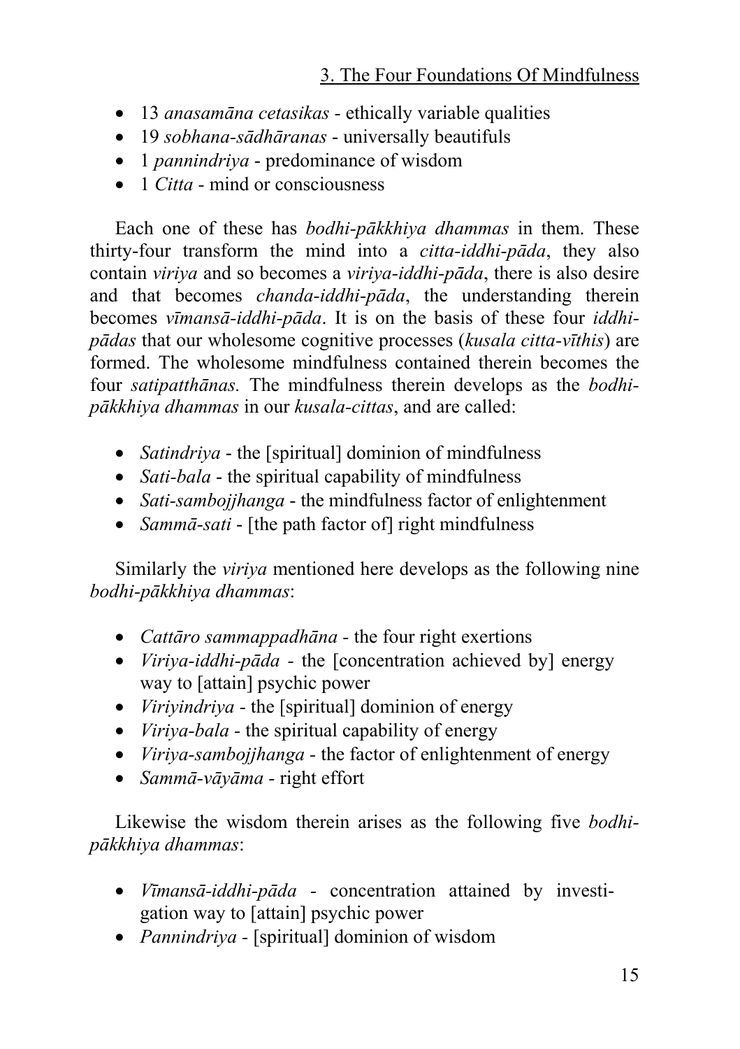- 13 *anasamāna cetasikas* - ethically variable qualities
- 19 *sobhana-sādhāranas* - universally beautifuls
- 1 *pannindriya* - predominance of wisdom
- 1 *Citta* - mind or consciousness

Each one of these has *bodhi-pākkhiya dhammas* in them. These thirty-four transform the mind into a *citta-iddhi-pāda*, they also contain *viriya* and so becomes a *viriya-iddhi-pāda*, there is also desire and that becomes *chanda-iddhi-pāda*, the understanding therein becomes *vīmansā-iddhi-pāda*. It is on the basis of these four *iddhi-pādas* that our wholesome cognitive processes (*kusala citta-vīthis*) are formed. The wholesome mindfulness contained therein becomes the four *satipatthānas.* The mindfulness therein develops as the *bodhi-pākkhiya dhammas* in our *kusala-cittas*, and are called:

- *Satindriya* - the [spiritual] dominion of mindfulness
- *Sati-bala* - the spiritual capability of mindfulness
- *Sati-sambojjhanga* - the mindfulness factor of enlightenment
- *Sammā-sati* - [the path factor of] right mindfulness

Similarly the *viriya* mentioned here develops as the following nine *bodhi-pākkhiya dhammas*:

- *Cattāro sammappadhāna* - the four right exertions
- *Viriya-iddhi-pāda* - the [concentration achieved by] energy way to [attain] psychic power
- *Viriyindriya* - the [spiritual] dominion of energy
- *Viriya-bala* - the spiritual capability of energy
- *Viriya-sambojjhanga* - the factor of enlightenment of energy
- *Sammā-vāyāma* - right effort

Likewise the wisdom therein arises as the following five *bodhi-pākkhiya dhammas*:

- *Vīmansā-iddhi-pāda* - concentration attained by investigation way to [attain] psychic power
- *Pannindriya* - [spiritual] dominion of wisdom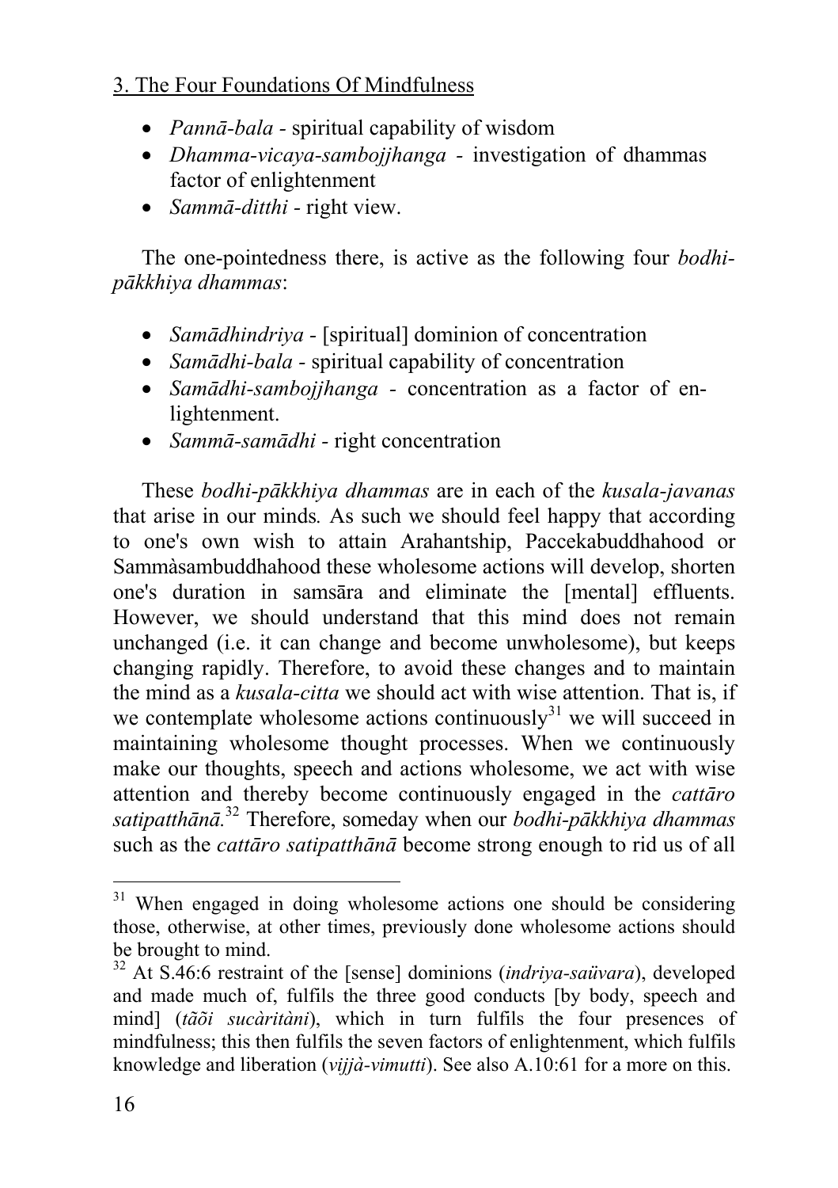3. The Four Foundations Of Mindfulness

- *Pannā-bala* - spiritual capability of wisdom
- *Dhamma-vicaya-sambojjhanga* - investigation of dhammas factor of enlightenment
- *Sammā-ditthi* - right view.

The one-pointedness there, is active as the following four *bodhi-pākkhiya dhammas*:

- *Samādhindriya* - [spiritual] dominion of concentration
- *Samādhi-bala* - spiritual capability of concentration
- *Samādhi-sambojjhanga* - concentration as a factor of enlightenment.
- *Sammā-samādhi* - right concentration

These *bodhi-pākkhiya dhammas* are in each of the *kusala-javanas* that arise in our minds. As such we should feel happy that according to one's own wish to attain Arahantship, Paccekabuddhahood or Sammàsambuddhahood these wholesome actions will develop, shorten one's duration in samsāra and eliminate the [mental] effluents. However, we should understand that this mind does not remain unchanged (i.e. it can change and become unwholesome), but keeps changing rapidly. Therefore, to avoid these changes and to maintain the mind as a *kusala-citta* we should act with wise attention. That is, if we contemplate wholesome actions continuously[31] we will succeed in maintaining wholesome thought processes. When we continuously make our thoughts, speech and actions wholesome, we act with wise attention and thereby become continuously engaged in the *cattāro satipatthānā.*[32] Therefore, someday when our *bodhi-pākkhiya dhammas* such as the *cattāro satipatthānā* become strong enough to rid us of all

---

[31] When engaged in doing wholesome actions one should be considering those, otherwise, at other times, previously done wholesome actions should be brought to mind.

[32] At S.46:6 restraint of the [sense] dominions (*indriya-saüvara*), developed and made much of, fulfils the three good conducts [by body, speech and mind] (*tãõi sucàritàni*), which in turn fulfils the four presences of mindfulness; this then fulfils the seven factors of enlightenment, which fulfils knowledge and liberation (*vijjà-vimutti*). See also A.10:61 for a more on this.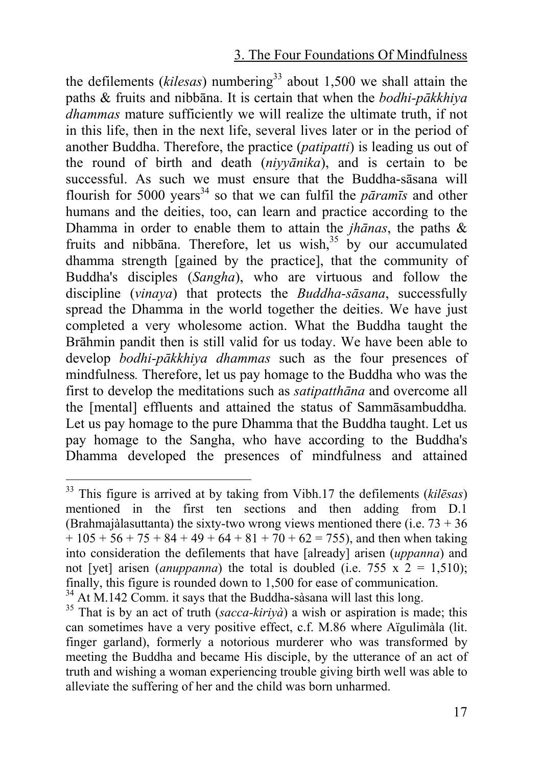the defilements (*kilesas*) numbering[33] about 1,500 we shall attain the paths & fruits and nibbāna. It is certain that when the *bodhi-pākkhiya dhammas* mature sufficiently we will realize the ultimate truth, if not in this life, then in the next life, several lives later or in the period of another Buddha. Therefore, the practice (*patipatti*) is leading us out of the round of birth and death (*niyyānika*), and is certain to be successful. As such we must ensure that the Buddha-sāsana will flourish for 5000 years[34] so that we can fulfil the *pāramīs* and other humans and the deities, too, can learn and practice according to the Dhamma in order to enable them to attain the *jhānas*, the paths & fruits and nibbāna. Therefore, let us wish,[35] by our accumulated dhamma strength [gained by the practice], that the community of Buddha's disciples (*Sangha*), who are virtuous and follow the discipline (*vinaya*) that protects the *Buddha-sāsana*, successfully spread the Dhamma in the world together the deities. We have just completed a very wholesome action. What the Buddha taught the Brāhmin pandit then is still valid for us today. We have been able to develop *bodhi-pākkhiya dhammas* such as the four presences of mindfulness. Therefore, let us pay homage to the Buddha who was the first to develop the meditations such as *satipatthāna* and overcome all the [mental] effluents and attained the status of Sammāsambuddha. Let us pay homage to the pure Dhamma that the Buddha taught. Let us pay homage to the Sangha, who have according to the Buddha's Dhamma developed the presences of mindfulness and attained

---

[33] This figure is arrived at by taking from Vibh.17 the defilements (*kilēsas*) mentioned in the first ten sections and then adding from D.1 (Brahmajàlasuttanta) the sixty-two wrong views mentioned there (i.e. 73 + 36 + 105 + 56 + 75 + 84 + 49 + 64 + 81 + 70 + 62 = 755), and then when taking into consideration the defilements that have [already] arisen (*uppanna*) and not [yet] arisen (*anuppanna*) the total is doubled (i.e. 755 x 2 = 1,510); finally, this figure is rounded down to 1,500 for ease of communication.

[34] At M.142 Comm. it says that the Buddha-sàsana will last this long.

[35] That is by an act of truth (*sacca-kiriyà*) a wish or aspiration is made; this can sometimes have a very positive effect, c.f. M.86 where Aïgulimàla (lit. finger garland), formerly a notorious murderer who was transformed by meeting the Buddha and became His disciple, by the utterance of an act of truth and wishing a woman experiencing trouble giving birth well was able to alleviate the suffering of her and the child was born unharmed.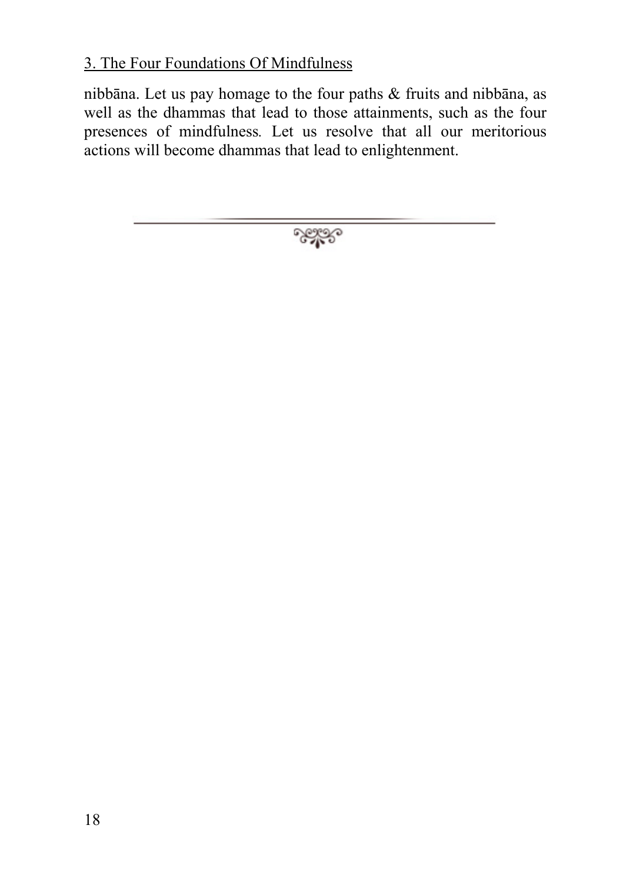nibbāna. Let us pay homage to the four paths & fruits and nibbāna, as well as the dhammas that lead to those attainments, such as the four presences of mindfulness. Let us resolve that all our meritorious actions will become dhammas that lead to enlightenment.